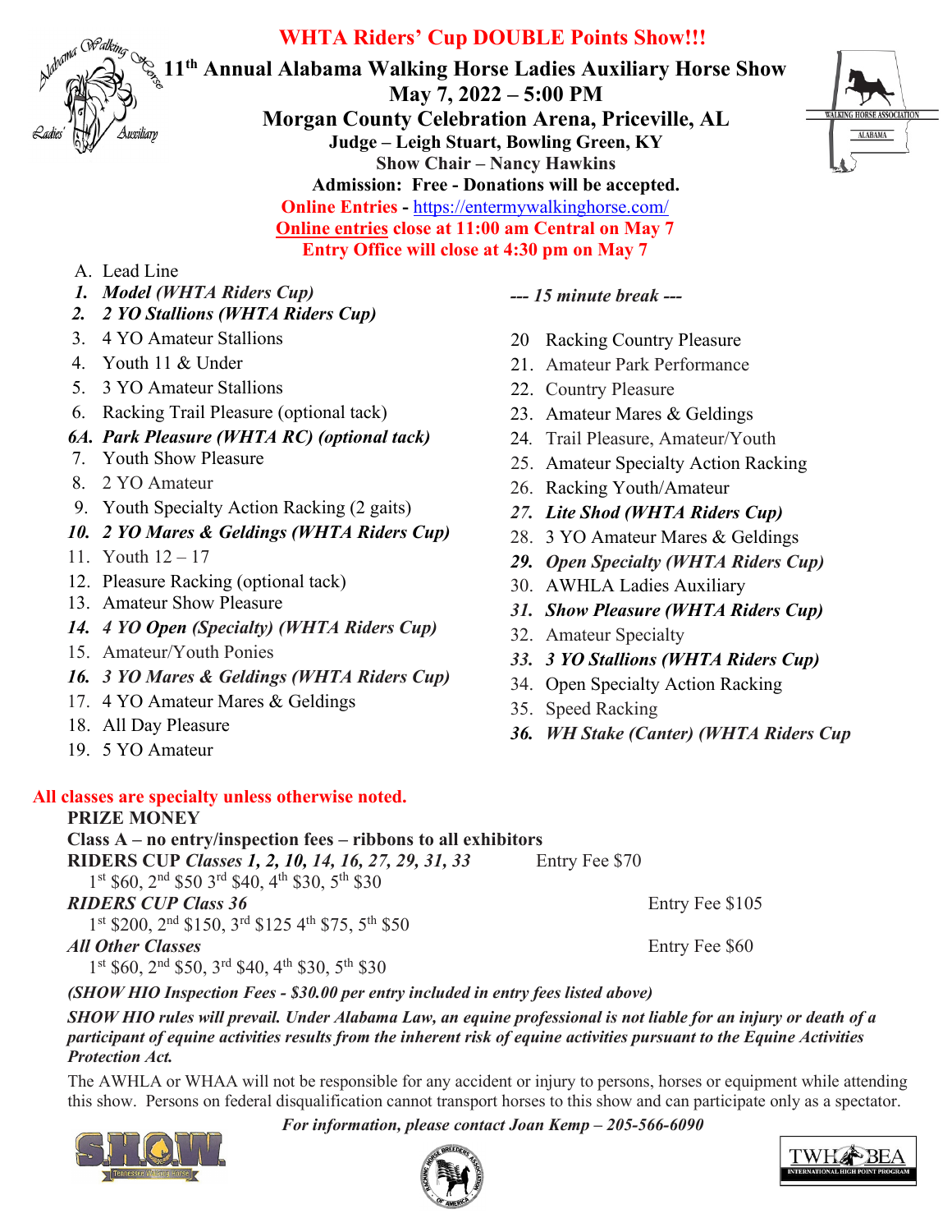# WHTA Riders' Cup DOUBLE Points Show!!!

## 11th Annual Alabama Walking Horse Ladies Auxiliary Horse Show

**May 7, 2022 – 5:00 PM**

**Morgan County Celebration Arena, Priceville, AL**

**Judge – Leigh Stuart, Bowling Green, KY**

**Show Chair – Nancy Hawkins**

**Admission: Free - Donations will be accepted.**

**Online Entries - https://entermywalkinghorse.com/**

**Online entries close at 11:00 am Central on May 7**

**Entry Office will close at 4:30 pm on May 7**

A. Lead Line
1. ***Model (WHTA Riders Cup)***
2. ***2 YO Stallions (WHTA Riders Cup)***
3. 4 YO Amateur Stallions
4. Youth 11 & Under
5. 3 YO Amateur Stallions
6. Racking Trail Pleasure (optional tack)

6A. ***Park Pleasure (WHTA RC) (optional tack)***

7. Youth Show Pleasure
8. 2 YO Amateur
9. Youth Specialty Action Racking (2 gaits)
10. ***2 YO Mares & Geldings (WHTA Riders Cup)***
11. Youth 12 – 17
12. Pleasure Racking (optional tack)
13. Amateur Show Pleasure
14. ***4 YO Open (Specialty) (WHTA Riders Cup)***
15. Amateur/Youth Ponies
16. ***3 YO Mares & Geldings (WHTA Riders Cup)***
17. 4 YO Amateur Mares & Geldings
18. All Day Pleasure
19. 5 YO Amateur

***--- 15 minute break ---***

20. Racking Country Pleasure
21. Amateur Park Performance
22. Country Pleasure
23. Amateur Mares & Geldings
24. Trail Pleasure, Amateur/Youth
25. Amateur Specialty Action Racking
26. Racking Youth/Amateur
27. ***Lite Shod (WHTA Riders Cup)***
28. 3 YO Amateur Mares & Geldings
29. ***Open Specialty (WHTA Riders Cup)***
30. AWHLA Ladies Auxiliary
31. ***Show Pleasure (WHTA Riders Cup)***
32. Amateur Specialty
33. ***3 YO Stallions (WHTA Riders Cup)***
34. Open Specialty Action Racking
35. Speed Racking
36. ***WH Stake (Canter) (WHTA Riders Cup***

**All classes are specialty unless otherwise noted.**

**PRIZE MONEY**

**Class A – no entry/inspection fees – ribbons to all exhibitors**

**RIDERS CUP *Classes 1, 2, 10, 14, 16, 27, 29, 31, 33*** Entry Fee $70

1st $60, 2nd $50 3rd $40, 4th $30, 5th $30

***RIDERS CUP Class 36*** Entry Fee $105

1st $200, 2nd $150, 3rd $125 4th $75, 5th $50

***All Other Classes*** Entry Fee $60

1st $60, 2nd $50, 3rd $40, 4th $30, 5th $30

***(SHOW HIO Inspection Fees - $30.00 per entry included in entry fees listed above)***

***SHOW HIO rules will prevail. Under Alabama Law, an equine professional is not liable for an injury or death of a participant of equine activities results from the inherent risk of equine activities pursuant to the Equine Activities Protection Act.***

The AWHLA or WHAA will not be responsible for any accident or injury to persons, horses or equipment while attending this show. Persons on federal disqualification cannot transport horses to this show and can participate only as a spectator.

***For information, please contact Joan Kemp – 205-566-6090***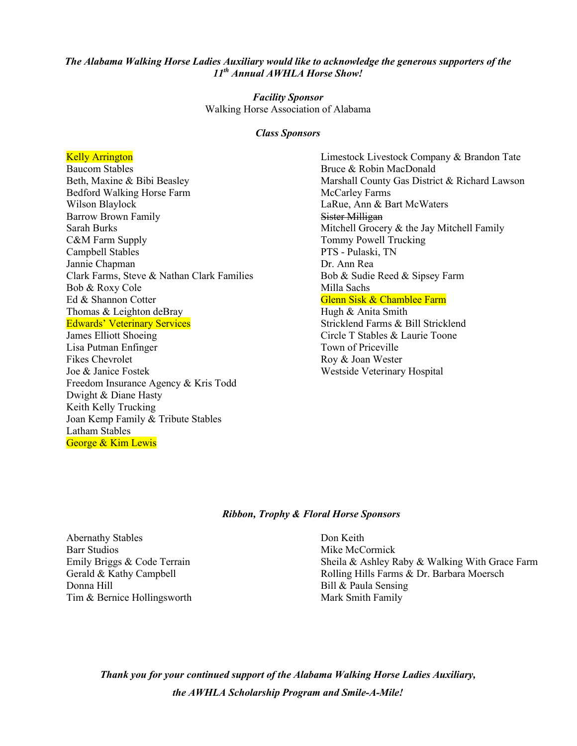***The Alabama Walking Horse Ladies Auxiliary would like to acknowledge the generous supporters of the 11th Annual AWHLA Horse Show!***

***Facility Sponsor***

Walking Horse Association of Alabama

***Class Sponsors***

Kelly Arrington
Baucom Stables
Beth, Maxine & Bibi Beasley
Bedford Walking Horse Farm
Wilson Blaylock
Barrow Brown Family
Sarah Burks
C&M Farm Supply
Campbell Stables
Jannie Chapman
Clark Farms, Steve & Nathan Clark Families
Bob & Roxy Cole
Ed & Shannon Cotter
Thomas & Leighton deBray
Edwards' Veterinary Services
James Elliott Shoeing
Lisa Putman Enfinger
Fikes Chevrolet
Joe & Janice Fostek
Freedom Insurance Agency & Kris Todd
Dwight & Diane Hasty
Keith Kelly Trucking
Joan Kemp Family & Tribute Stables
Latham Stables
George & Kim Lewis
Limestock Livestock Company & Brandon Tate
Bruce & Robin MacDonald
Marshall County Gas District & Richard Lawson
McCarley Farms
LaRue, Ann & Bart McWaters
~~Sister Milligan~~
Mitchell Grocery & the Jay Mitchell Family
Tommy Powell Trucking
PTS - Pulaski, TN
Dr. Ann Rea
Bob & Sudie Reed & Sipsey Farm
Milla Sachs
Glenn Sisk & Chamblee Farm
Hugh & Anita Smith
Stricklend Farms & Bill Stricklend
Circle T Stables & Laurie Toone
Town of Priceville
Roy & Joan Wester
Westside Veterinary Hospital

***Ribbon, Trophy & Floral Horse Sponsors***

Abernathy Stables
Barr Studios
Emily Briggs & Code Terrain
Gerald & Kathy Campbell
Donna Hill
Tim & Bernice Hollingsworth
Don Keith
Mike McCormick
Sheila & Ashley Raby & Walking With Grace Farm
Rolling Hills Farms & Dr. Barbara Moersch
Bill & Paula Sensing
Mark Smith Family

***Thank you for your continued support of the Alabama Walking Horse Ladies Auxiliary, the AWHLA Scholarship Program and Smile-A-Mile!***